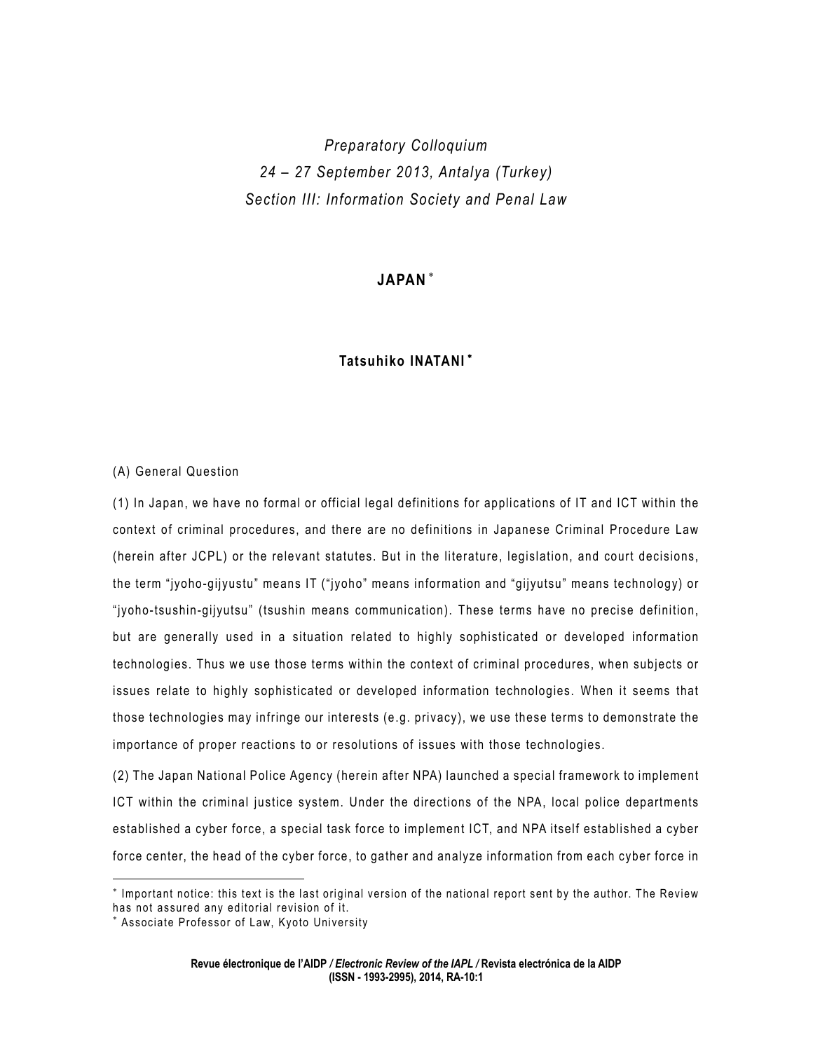*Preparatory Colloquium*
*24 – 27 September 2013, Antalya (Turkey)*
*Section III: Information Society and Penal Law*

# JAPAN [*]

**Tatsuhiko INATANI** [*]

(A) General Question

(1) In Japan, we have no formal or official legal definitions for applications of IT and ICT within the context of criminal procedures, and there are no definitions in Japanese Criminal Procedure Law (herein after JCPL) or the relevant statutes. But in the literature, legislation, and court decisions, the term "jyoho-gijyustu" means IT ("jyoho" means information and "gijyutsu" means technology) or "jyoho-tsushin-gijyutsu" (tsushin means communication). These terms have no precise definition, but are generally used in a situation related to highly sophisticated or developed information technologies. Thus we use those terms within the context of criminal procedures, when subjects or issues relate to highly sophisticated or developed information technologies. When it seems that those technologies may infringe our interests (e.g. privacy), we use these terms to demonstrate the importance of proper reactions to or resolutions of issues with those technologies.

(2) The Japan National Police Agency (herein after NPA) launched a special framework to implement ICT within the criminal justice system. Under the directions of the NPA, local police departments established a cyber force, a special task force to implement ICT, and NPA itself established a cyber force center, the head of the cyber force, to gather and analyze information from each cyber force in

---

[*] Important notice: this text is the last original version of the national report sent by the author. The Review has not assured any editorial revision of it.

[*] Associate Professor of Law, Kyoto University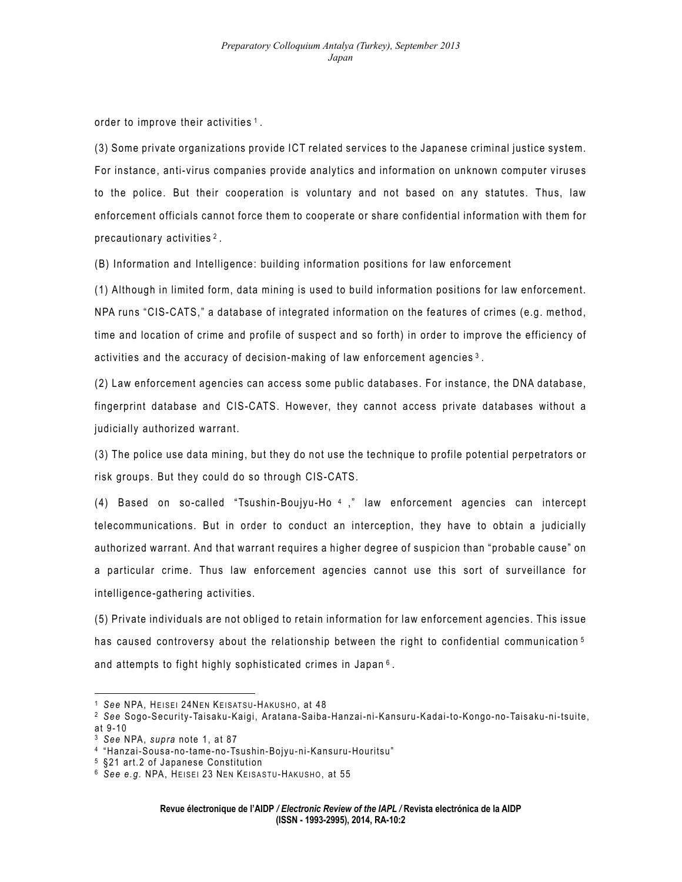order to improve their activities [1].

(3) Some private organizations provide ICT related services to the Japanese criminal justice system. For instance, anti-virus companies provide analytics and information on unknown computer viruses to the police. But their cooperation is voluntary and not based on any statutes. Thus, law enforcement officials cannot force them to cooperate or share confidential information with them for precautionary activities [2].

(B) Information and Intelligence: building information positions for law enforcement

(1) Although in limited form, data mining is used to build information positions for law enforcement. NPA runs "CIS-CATS," a database of integrated information on the features of crimes (e.g. method, time and location of crime and profile of suspect and so forth) in order to improve the efficiency of activities and the accuracy of decision-making of law enforcement agencies [3].

(2) Law enforcement agencies can access some public databases. For instance, the DNA database, fingerprint database and CIS-CATS. However, they cannot access private databases without a judicially authorized warrant.

(3) The police use data mining, but they do not use the technique to profile potential perpetrators or risk groups. But they could do so through CIS-CATS.

(4) Based on so-called "Tsushin-Boujyu-Ho [4]," law enforcement agencies can intercept telecommunications. But in order to conduct an interception, they have to obtain a judicially authorized warrant. And that warrant requires a higher degree of suspicion than "probable cause" on a particular crime. Thus law enforcement agencies cannot use this sort of surveillance for intelligence-gathering activities.

(5) Private individuals are not obliged to retain information for law enforcement agencies. This issue has caused controversy about the relationship between the right to confidential communication [5] and attempts to fight highly sophisticated crimes in Japan [6].

---

[1] *See* NPA, HEISEI 24NEN KEISATSU-HAKUSHO, at 48

[2] *See* Sogo-Security-Taisaku-Kaigi, Aratana-Saiba-Hanzai-ni-Kansuru-Kadai-to-Kongo-no-Taisaku-ni-tsuite, at 9-10

[3] *See* NPA, *supra* note 1, at 87

[4] "Hanzai-Sousa-no-tame-no-Tsushin-Bojyu-ni-Kansuru-Houritsu"

[5] §21 art.2 of Japanese Constitution

[6] *See e.g.* NPA, HEISEI 23 NEN KEISASTU-HAKUSHO, at 55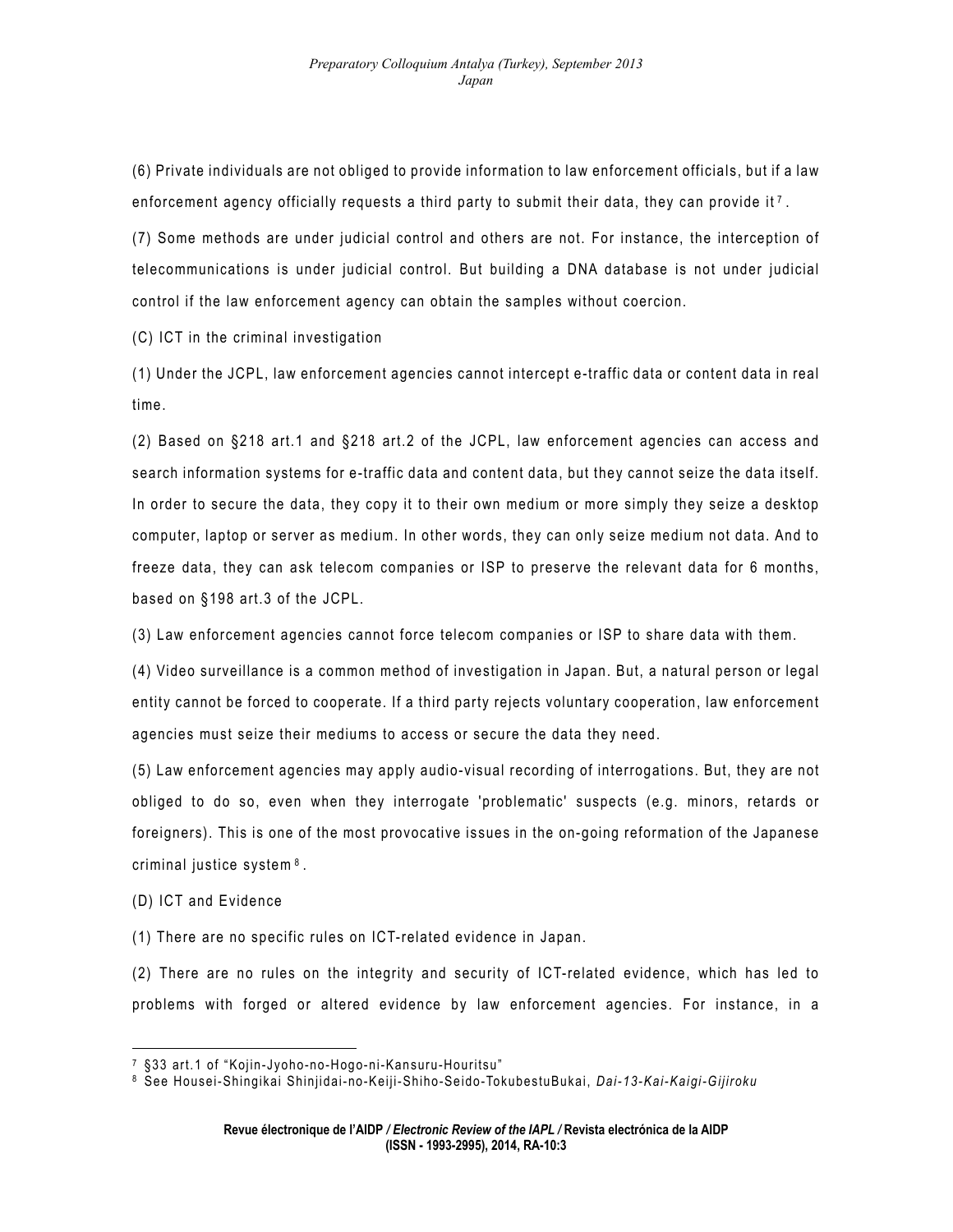(6) Private individuals are not obliged to provide information to law enforcement officials, but if a law enforcement agency officially requests a third party to submit their data, they can provide it[7].

(7) Some methods are under judicial control and others are not. For instance, the interception of telecommunications is under judicial control. But building a DNA database is not under judicial control if the law enforcement agency can obtain the samples without coercion.

(C) ICT in the criminal investigation

(1) Under the JCPL, law enforcement agencies cannot intercept e-traffic data or content data in real time.

(2) Based on §218 art.1 and §218 art.2 of the JCPL, law enforcement agencies can access and search information systems for e-traffic data and content data, but they cannot seize the data itself. In order to secure the data, they copy it to their own medium or more simply they seize a desktop computer, laptop or server as medium. In other words, they can only seize medium not data. And to freeze data, they can ask telecom companies or ISP to preserve the relevant data for 6 months, based on §198 art.3 of the JCPL.

(3) Law enforcement agencies cannot force telecom companies or ISP to share data with them.

(4) Video surveillance is a common method of investigation in Japan. But, a natural person or legal entity cannot be forced to cooperate. If a third party rejects voluntary cooperation, law enforcement agencies must seize their mediums to access or secure the data they need.

(5) Law enforcement agencies may apply audio-visual recording of interrogations. But, they are not obliged to do so, even when they interrogate 'problematic' suspects (e.g. minors, retards or foreigners). This is one of the most provocative issues in the on-going reformation of the Japanese criminal justice system[8].

(D) ICT and Evidence

(1) There are no specific rules on ICT-related evidence in Japan.

(2) There are no rules on the integrity and security of ICT-related evidence, which has led to problems with forged or altered evidence by law enforcement agencies. For instance, in a

---

[7] §33 art.1 of "Kojin-Jyoho-no-Hogo-ni-Kansuru-Houritsu"

[8] See Housei-Shingikai Shinjidai-no-Keiji-Shiho-Seido-TokubestuBukai, *Dai-13-Kai-Kaigi-Gijiroku*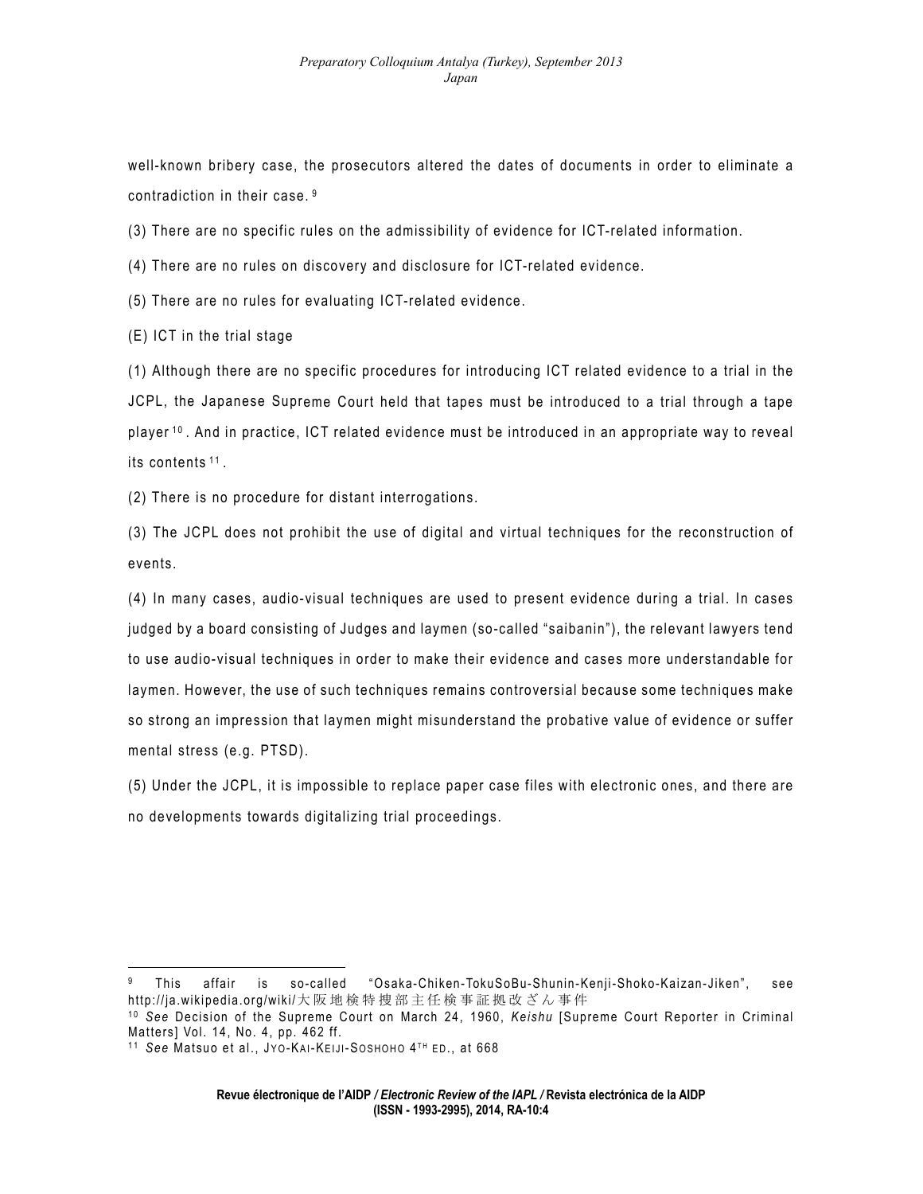well-known bribery case, the prosecutors altered the dates of documents in order to eliminate a contradiction in their case.[9]

(3) There are no specific rules on the admissibility of evidence for ICT-related information.

(4) There are no rules on discovery and disclosure for ICT-related evidence.

(5) There are no rules for evaluating ICT-related evidence.

(E) ICT in the trial stage

(1) Although there are no specific procedures for introducing ICT related evidence to a trial in the JCPL, the Japanese Supreme Court held that tapes must be introduced to a trial through a tape player[10]. And in practice, ICT related evidence must be introduced in an appropriate way to reveal its contents[11].

(2) There is no procedure for distant interrogations.

(3) The JCPL does not prohibit the use of digital and virtual techniques for the reconstruction of events.

(4) In many cases, audio-visual techniques are used to present evidence during a trial. In cases judged by a board consisting of Judges and laymen (so-called "saibanin"), the relevant lawyers tend to use audio-visual techniques in order to make their evidence and cases more understandable for laymen. However, the use of such techniques remains controversial because some techniques make so strong an impression that laymen might misunderstand the probative value of evidence or suffer mental stress (e.g. PTSD).

(5) Under the JCPL, it is impossible to replace paper case files with electronic ones, and there are no developments towards digitalizing trial proceedings.

---

[9] This affair is so-called "Osaka-Chiken-TokuSoBu-Shunin-Kenji-Shoko-Kaizan-Jiken", see http://ja.wikipedia.org/wiki/大阪地検特捜部主任検事証拠改ざん事件

[10] *See* Decision of the Supreme Court on March 24, 1960, *Keishu* [Supreme Court Reporter in Criminal Matters] Vol. 14, No. 4, pp. 462 ff.

[11] *See* Matsuo et al., JYO-KAI-KEIJI-SOSHOHO 4TH ED., at 668